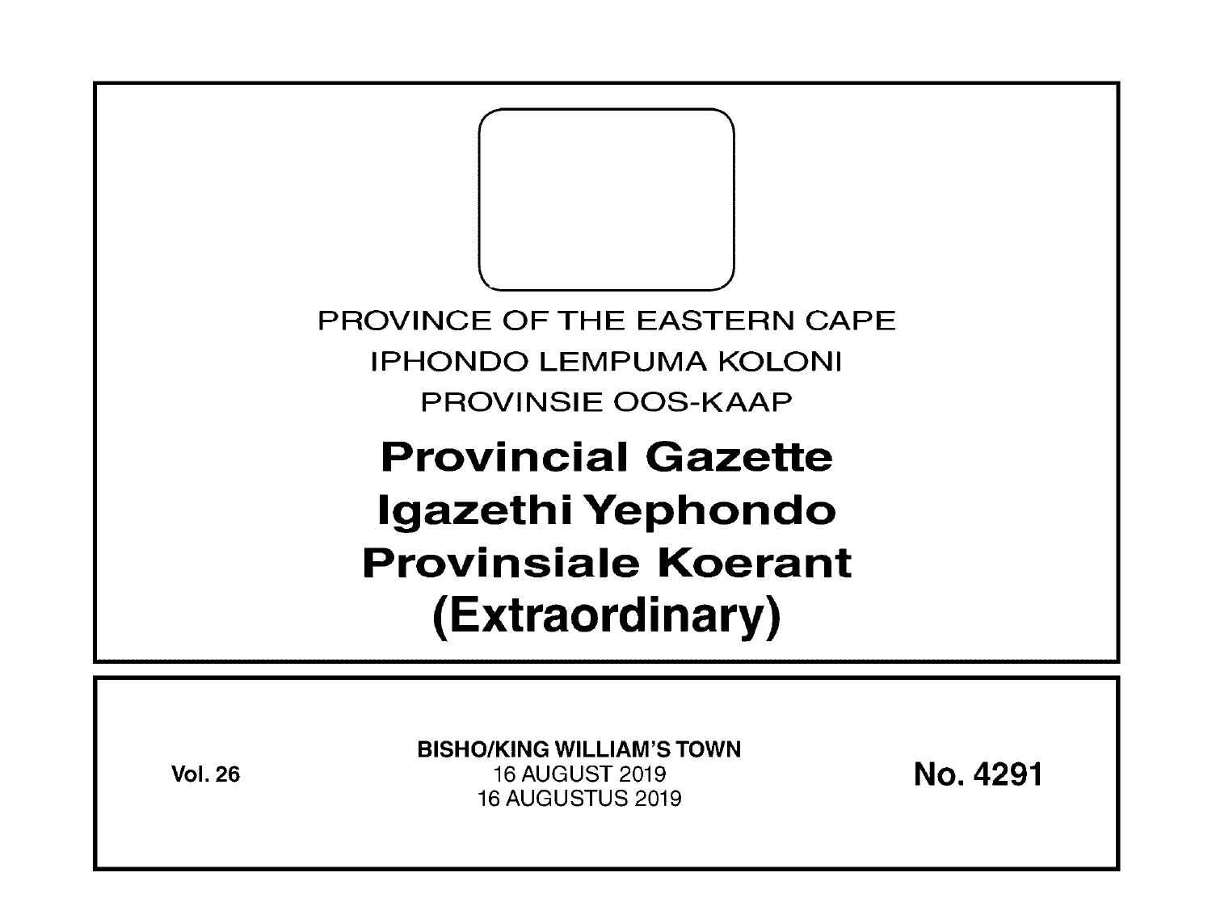PROVINCE OF THE EASTERN CAPE

IPHONDO LEMPUMA KOLONI

PROVINSIE OOS-KAAP

# Provincial Gazette
# Igazethi Yephondo
# Provinsiale Koerant
# (Extraordinary)

**Vol. 26**

**BISHO/KING WILLIAM'S TOWN**

16 AUGUST 2019

16 AUGUSTUS 2019

**No. 4291**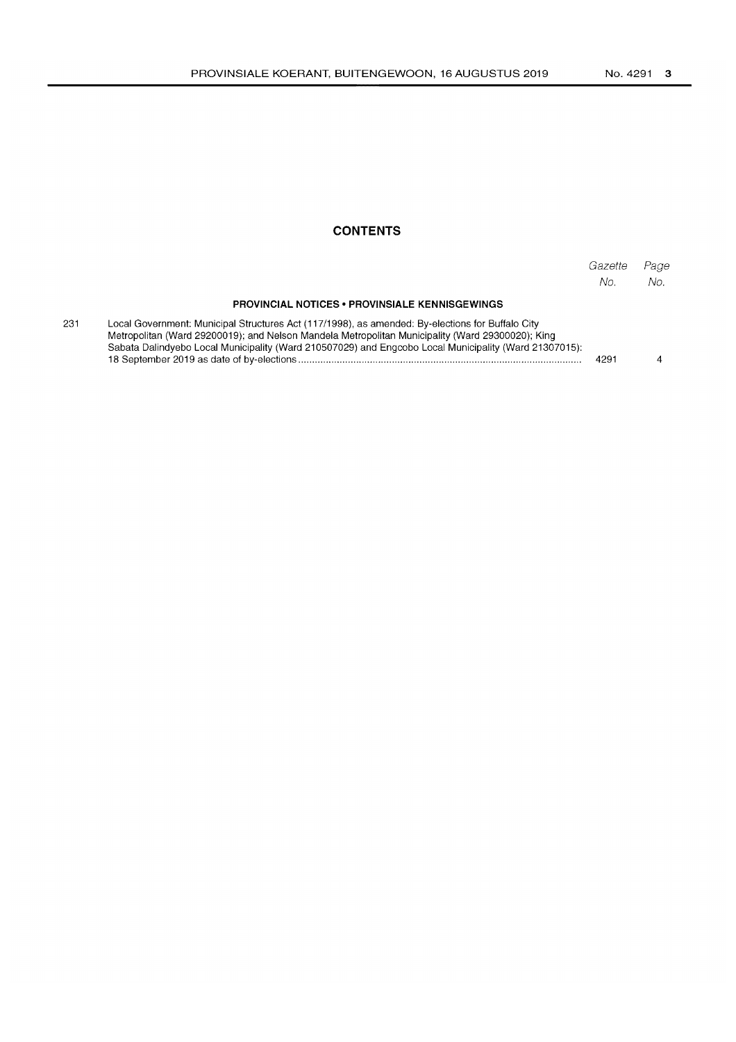## CONTENTS

| | | *Gazette No.* | *Page No.* |
|---|---|---|---|
| | **PROVINCIAL NOTICES • PROVINSIALE KENNISGEWINGS** | | |
| 231 | Local Government: Municipal Structures Act (117/1998), as amended: By-elections for Buffalo City Metropolitan (Ward 29200019); and Nelson Mandela Metropolitan Municipality (Ward 29300020); King Sabata Dalindyebo Local Municipality (Ward 210507029) and Engcobo Local Municipality (Ward 21307015): 18 September 2019 as date of by-elections | 4291 | 4 |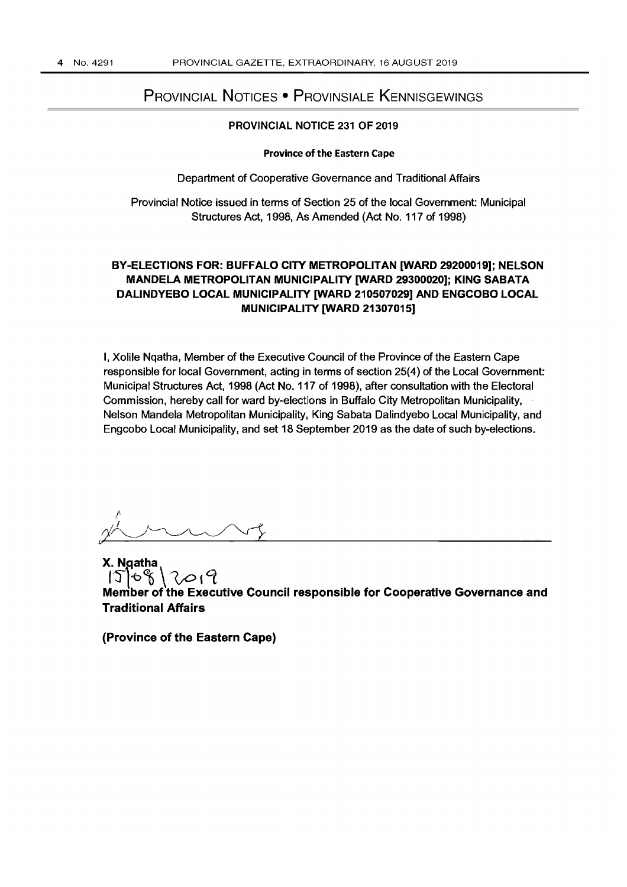# Provincial Notices • Provinsiale Kennisgewings

## PROVINCIAL NOTICE 231 OF 2019

**Province of the Eastern Cape**

Department of Cooperative Governance and Traditional Affairs

Provincial Notice issued in terms of Section 25 of the local Government: Municipal Structures Act, 1998, As Amended (Act No. 117 of 1998)

**BY-ELECTIONS FOR: BUFFALO CITY METROPOLITAN [WARD 29200019]; NELSON MANDELA METROPOLITAN MUNICIPALITY [WARD 29300020]; KING SABATA DALINDYEBO LOCAL MUNICIPALITY [WARD 210507029] AND ENGCOBO LOCAL MUNICIPALITY [WARD 21307015]**

I, Xolile Nqatha, Member of the Executive Council of the Province of the Eastern Cape responsible for local Government, acting in terms of section 25(4) of the Local Government: Municipal Structures Act, 1998 (Act No. 117 of 1998), after consultation with the Electoral Commission, hereby call for ward by-elections in Buffalo City Metropolitan Municipality, Nelson Mandela Metropolitan Municipality, King Sabata Dalindyebo Local Municipality, and Engcobo Local Municipality, and set 18 September 2019 as the date of such by-elections.

**X. Nqatha**
15/08/2019
**Member of the Executive Council responsible for Cooperative Governance and Traditional Affairs**

**(Province of the Eastern Cape)**